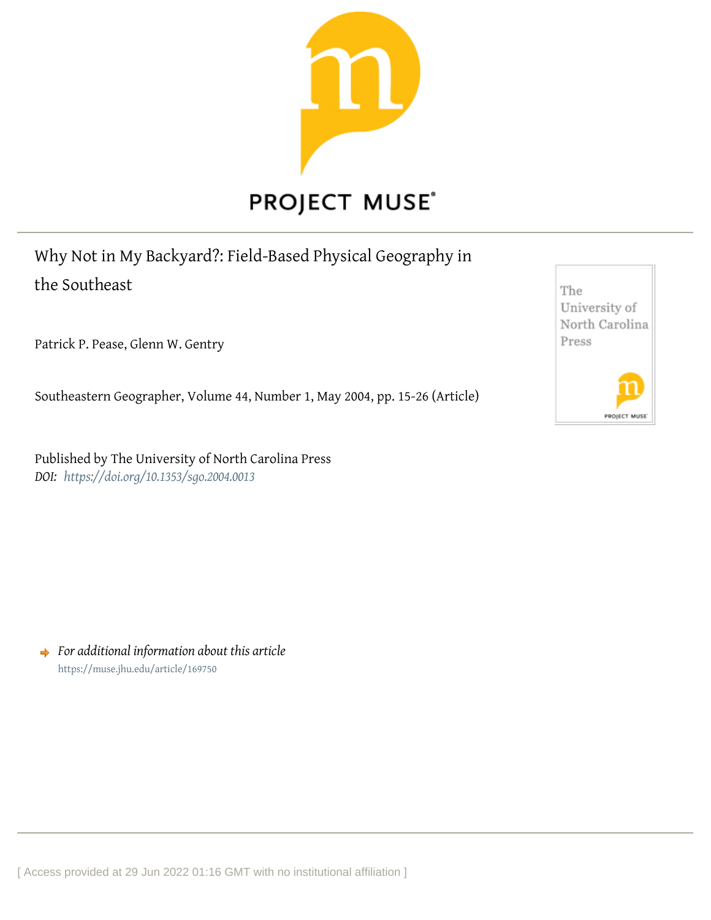PROJECT MUSE

# Why Not in My Backyard?: Field-Based Physical Geography in the Southeast

Patrick P. Pease, Glenn W. Gentry

Southeastern Geographer, Volume 44, Number 1, May 2004, pp. 15-26 (Article)

Published by The University of North Carolina Press

*DOI: https://doi.org/10.1353/sgo.2004.0013*

*For additional information about this article*

https://muse.jhu.edu/article/169750

[ Access provided at 29 Jun 2022 01:16 GMT with no institutional affiliation ]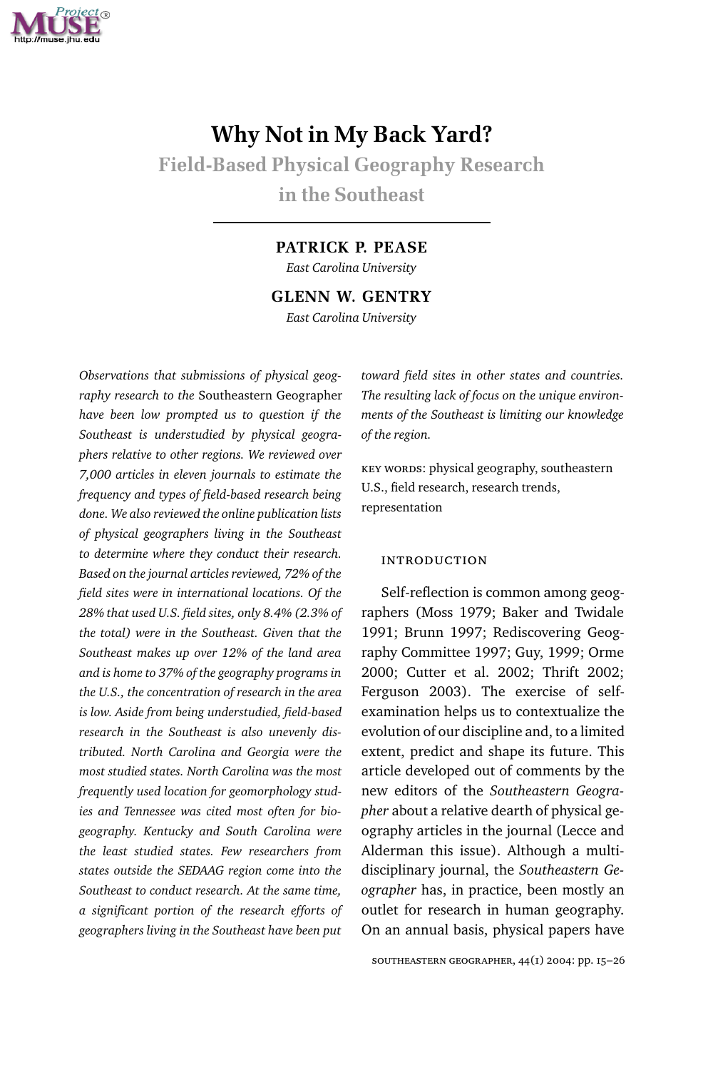# Why Not in My Back Yard?

## Field-Based Physical Geography Research in the Southeast

**PATRICK P. PEASE**
*East Carolina University*

**GLENN W. GENTRY**
*East Carolina University*

*Observations that submissions of physical geography research to the* Southeastern Geographer *have been low prompted us to question if the Southeast is understudied by physical geographers relative to other regions. We reviewed over 7,000 articles in eleven journals to estimate the frequency and types of field-based research being done. We also reviewed the online publication lists of physical geographers living in the Southeast to determine where they conduct their research. Based on the journal articles reviewed, 72% of the field sites were in international locations. Of the 28% that used U.S. field sites, only 8.4% (2.3% of the total) were in the Southeast. Given that the Southeast makes up over 12% of the land area and is home to 37% of the geography programs in the U.S., the concentration of research in the area is low. Aside from being understudied, field-based research in the Southeast is also unevenly distributed. North Carolina and Georgia were the most studied states. North Carolina was the most frequently used location for geomorphology studies and Tennessee was cited most often for biogeography. Kentucky and South Carolina were the least studied states. Few researchers from states outside the SEDAAG region come into the Southeast to conduct research. At the same time, a significant portion of the research efforts of geographers living in the Southeast have been put toward field sites in other states and countries. The resulting lack of focus on the unique environments of the Southeast is limiting our knowledge of the region.*

KEY WORDS: physical geography, southeastern U.S., field research, research trends, representation

### INTRODUCTION

Self-reflection is common among geographers (Moss 1979; Baker and Twidale 1991; Brunn 1997; Rediscovering Geography Committee 1997; Guy, 1999; Orme 2000; Cutter et al. 2002; Thrift 2002; Ferguson 2003). The exercise of self-examination helps us to contextualize the evolution of our discipline and, to a limited extent, predict and shape its future. This article developed out of comments by the new editors of the *Southeastern Geographer* about a relative dearth of physical geography articles in the journal (Lecce and Alderman this issue). Although a multidisciplinary journal, the *Southeastern Geographer* has, in practice, been mostly an outlet for research in human geography. On an annual basis, physical papers have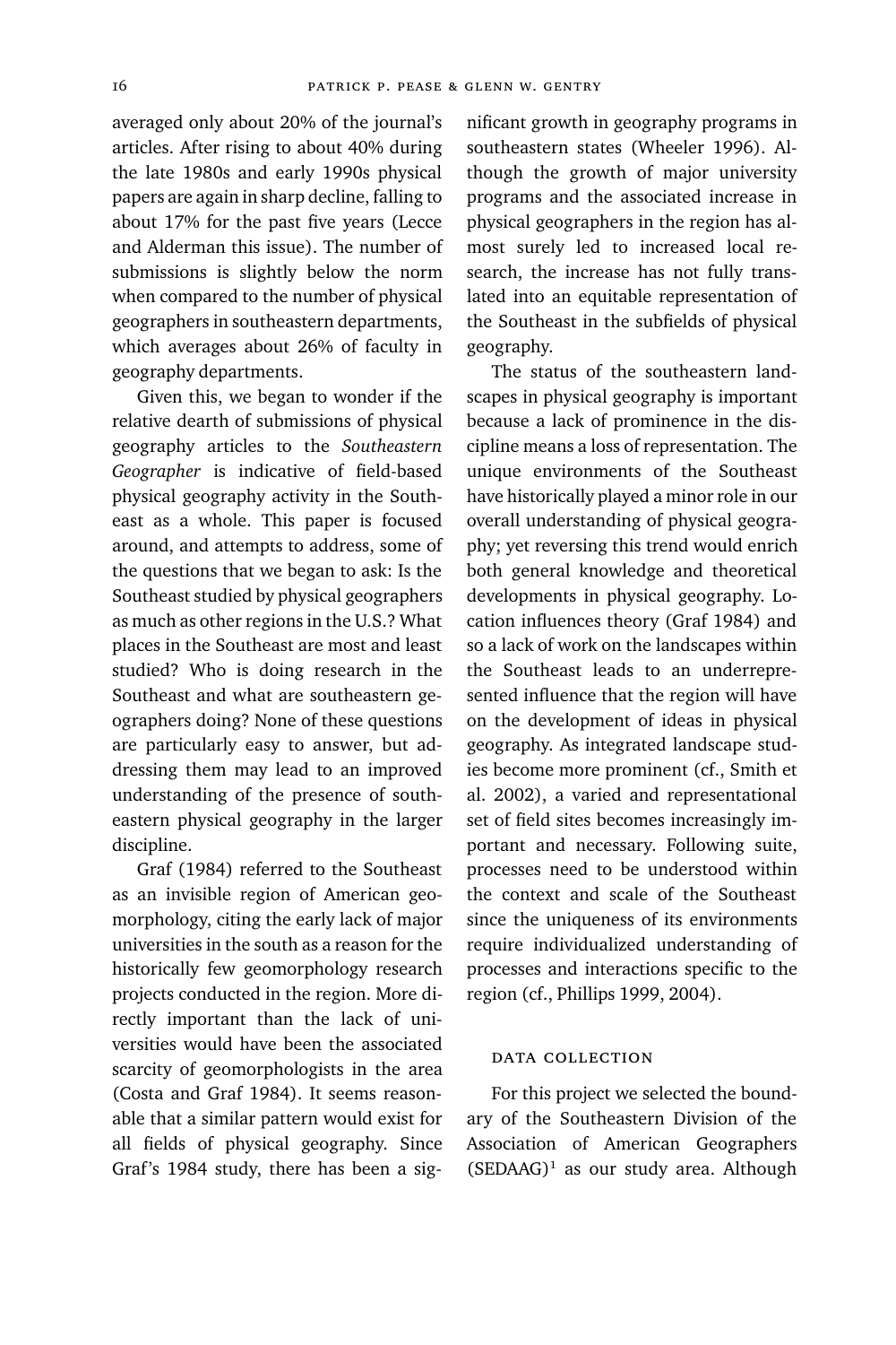averaged only about 20% of the journal's articles. After rising to about 40% during the late 1980s and early 1990s physical papers are again in sharp decline, falling to about 17% for the past five years (Lecce and Alderman this issue). The number of submissions is slightly below the norm when compared to the number of physical geographers in southeastern departments, which averages about 26% of faculty in geography departments.

Given this, we began to wonder if the relative dearth of submissions of physical geography articles to the *Southeastern Geographer* is indicative of field-based physical geography activity in the Southeast as a whole. This paper is focused around, and attempts to address, some of the questions that we began to ask: Is the Southeast studied by physical geographers as much as other regions in the U.S.? What places in the Southeast are most and least studied? Who is doing research in the Southeast and what are southeastern geographers doing? None of these questions are particularly easy to answer, but addressing them may lead to an improved understanding of the presence of southeastern physical geography in the larger discipline.

Graf (1984) referred to the Southeast as an invisible region of American geomorphology, citing the early lack of major universities in the south as a reason for the historically few geomorphology research projects conducted in the region. More directly important than the lack of universities would have been the associated scarcity of geomorphologists in the area (Costa and Graf 1984). It seems reasonable that a similar pattern would exist for all fields of physical geography. Since Graf's 1984 study, there has been a significant growth in geography programs in southeastern states (Wheeler 1996). Although the growth of major university programs and the associated increase in physical geographers in the region has almost surely led to increased local research, the increase has not fully translated into an equitable representation of the Southeast in the subfields of physical geography.

The status of the southeastern landscapes in physical geography is important because a lack of prominence in the discipline means a loss of representation. The unique environments of the Southeast have historically played a minor role in our overall understanding of physical geography; yet reversing this trend would enrich both general knowledge and theoretical developments in physical geography. Location influences theory (Graf 1984) and so a lack of work on the landscapes within the Southeast leads to an underrepresented influence that the region will have on the development of ideas in physical geography. As integrated landscape studies become more prominent (cf., Smith et al. 2002), a varied and representational set of field sites becomes increasingly important and necessary. Following suite, processes need to be understood within the context and scale of the Southeast since the uniqueness of its environments require individualized understanding of processes and interactions specific to the region (cf., Phillips 1999, 2004).

## DATA COLLECTION

For this project we selected the boundary of the Southeastern Division of the Association of American Geographers (SEDAAG)[1] as our study area. Although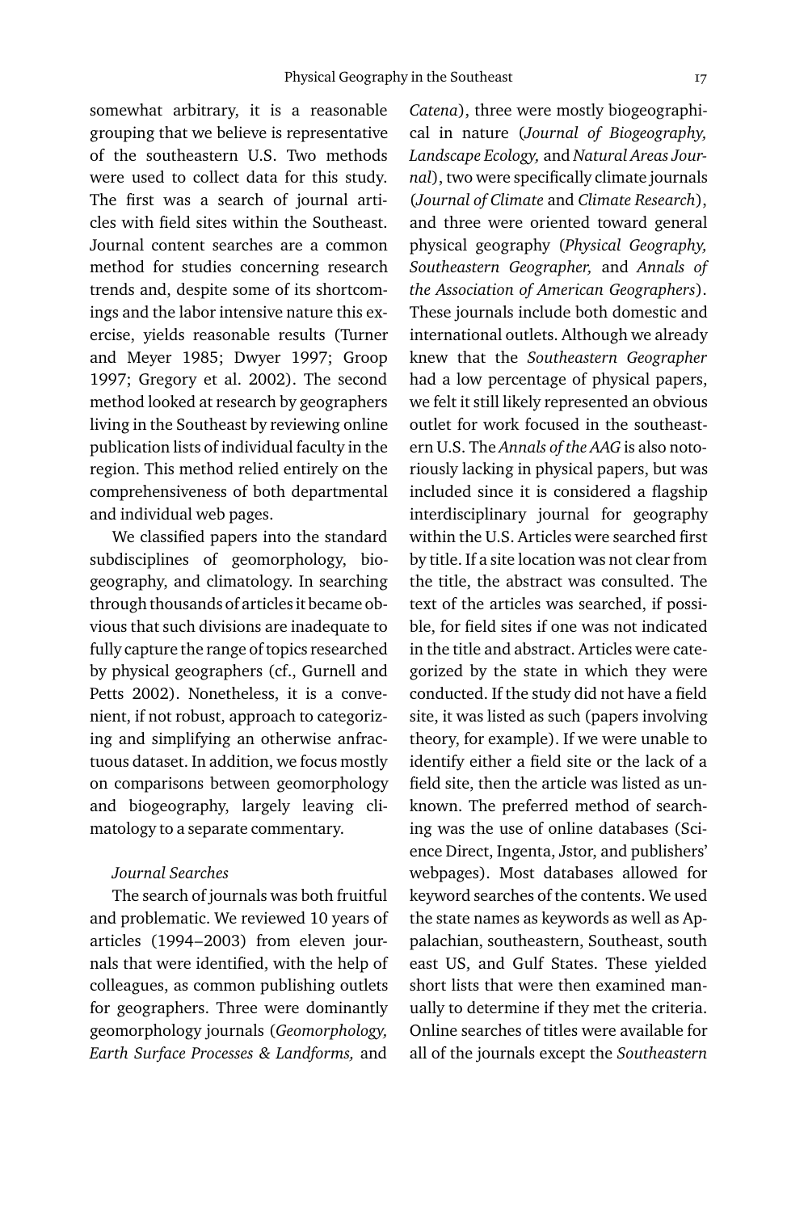somewhat arbitrary, it is a reasonable grouping that we believe is representative of the southeastern U.S. Two methods were used to collect data for this study. The first was a search of journal articles with field sites within the Southeast. Journal content searches are a common method for studies concerning research trends and, despite some of its shortcomings and the labor intensive nature this exercise, yields reasonable results (Turner and Meyer 1985; Dwyer 1997; Groop 1997; Gregory et al. 2002). The second method looked at research by geographers living in the Southeast by reviewing online publication lists of individual faculty in the region. This method relied entirely on the comprehensiveness of both departmental and individual web pages.

We classified papers into the standard subdisciplines of geomorphology, biogeography, and climatology. In searching through thousands of articles it became obvious that such divisions are inadequate to fully capture the range of topics researched by physical geographers (cf., Gurnell and Petts 2002). Nonetheless, it is a convenient, if not robust, approach to categorizing and simplifying an otherwise anfractuous dataset. In addition, we focus mostly on comparisons between geomorphology and biogeography, largely leaving climatology to a separate commentary.

### *Journal Searches*

The search of journals was both fruitful and problematic. We reviewed 10 years of articles (1994–2003) from eleven journals that were identified, with the help of colleagues, as common publishing outlets for geographers. Three were dominantly geomorphology journals (*Geomorphology, Earth Surface Processes & Landforms,* and *Catena*), three were mostly biogeographical in nature (*Journal of Biogeography, Landscape Ecology,* and *Natural Areas Journal*), two were specifically climate journals (*Journal of Climate* and *Climate Research*), and three were oriented toward general physical geography (*Physical Geography, Southeastern Geographer,* and *Annals of the Association of American Geographers*). These journals include both domestic and international outlets. Although we already knew that the *Southeastern Geographer* had a low percentage of physical papers, we felt it still likely represented an obvious outlet for work focused in the southeastern U.S. The *Annals of the AAG* is also notoriously lacking in physical papers, but was included since it is considered a flagship interdisciplinary journal for geography within the U.S. Articles were searched first by title. If a site location was not clear from the title, the abstract was consulted. The text of the articles was searched, if possible, for field sites if one was not indicated in the title and abstract. Articles were categorized by the state in which they were conducted. If the study did not have a field site, it was listed as such (papers involving theory, for example). If we were unable to identify either a field site or the lack of a field site, then the article was listed as unknown. The preferred method of searching was the use of online databases (Science Direct, Ingenta, Jstor, and publishers' webpages). Most databases allowed for keyword searches of the contents. We used the state names as keywords as well as Appalachian, southeastern, Southeast, south east US, and Gulf States. These yielded short lists that were then examined manually to determine if they met the criteria. Online searches of titles were available for all of the journals except the *Southeastern*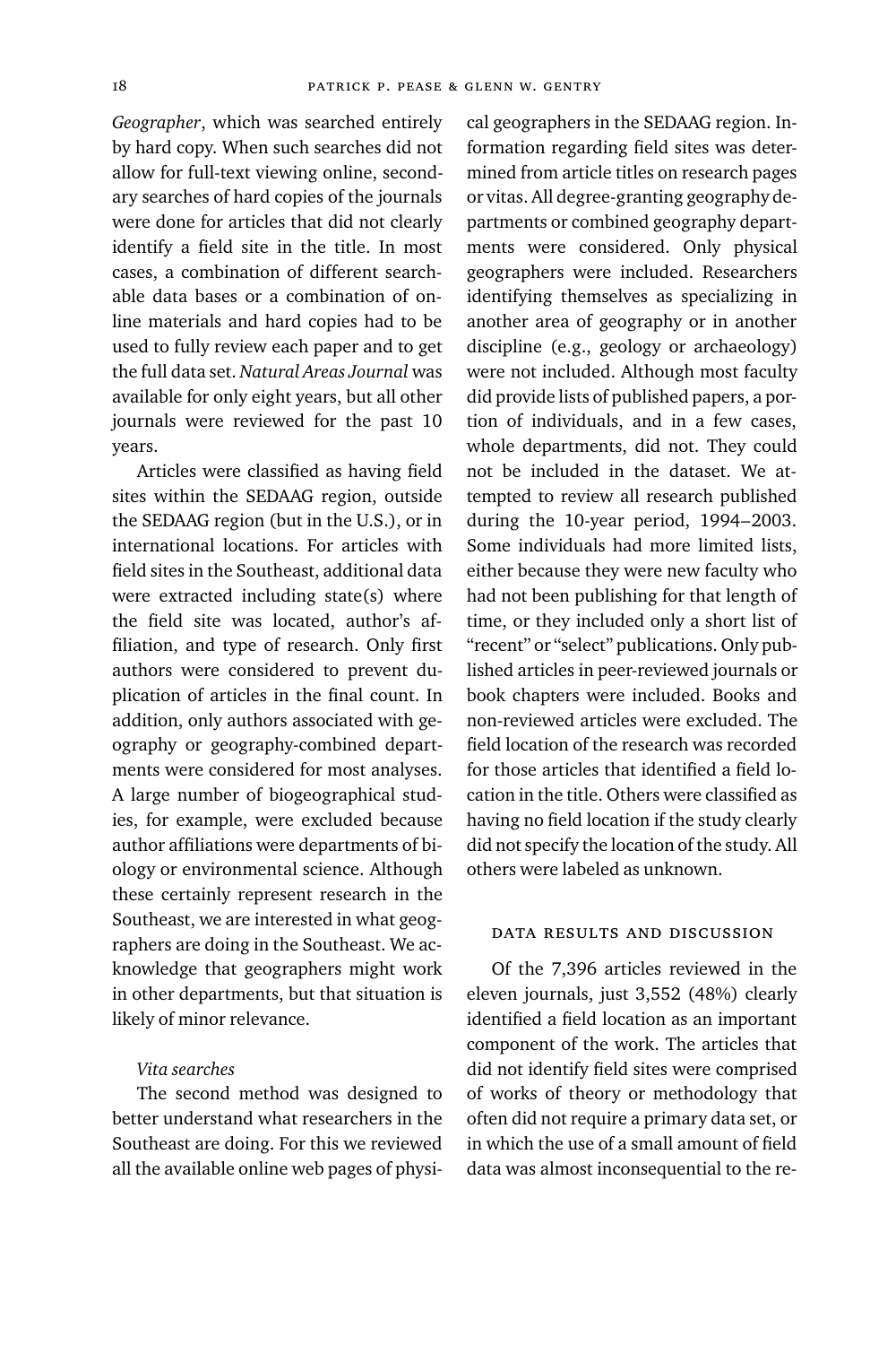*Geographer*, which was searched entirely by hard copy. When such searches did not allow for full-text viewing online, secondary searches of hard copies of the journals were done for articles that did not clearly identify a field site in the title. In most cases, a combination of different searchable data bases or a combination of online materials and hard copies had to be used to fully review each paper and to get the full data set. *Natural Areas Journal* was available for only eight years, but all other journals were reviewed for the past 10 years.

Articles were classified as having field sites within the SEDAAG region, outside the SEDAAG region (but in the U.S.), or in international locations. For articles with field sites in the Southeast, additional data were extracted including state(s) where the field site was located, author's affiliation, and type of research. Only first authors were considered to prevent duplication of articles in the final count. In addition, only authors associated with geography or geography-combined departments were considered for most analyses. A large number of biogeographical studies, for example, were excluded because author affiliations were departments of biology or environmental science. Although these certainly represent research in the Southeast, we are interested in what geographers are doing in the Southeast. We acknowledge that geographers might work in other departments, but that situation is likely of minor relevance.

### *Vita searches*

The second method was designed to better understand what researchers in the Southeast are doing. For this we reviewed all the available online web pages of physical geographers in the SEDAAG region. Information regarding field sites was determined from article titles on research pages or vitas. All degree-granting geography departments or combined geography departments were considered. Only physical geographers were included. Researchers identifying themselves as specializing in another area of geography or in another discipline (e.g., geology or archaeology) were not included. Although most faculty did provide lists of published papers, a portion of individuals, and in a few cases, whole departments, did not. They could not be included in the dataset. We attempted to review all research published during the 10-year period, 1994–2003. Some individuals had more limited lists, either because they were new faculty who had not been publishing for that length of time, or they included only a short list of "recent" or "select" publications. Only published articles in peer-reviewed journals or book chapters were included. Books and non-reviewed articles were excluded. The field location of the research was recorded for those articles that identified a field location in the title. Others were classified as having no field location if the study clearly did not specify the location of the study. All others were labeled as unknown.

## Data Results and Discussion

Of the 7,396 articles reviewed in the eleven journals, just 3,552 (48%) clearly identified a field location as an important component of the work. The articles that did not identify field sites were comprised of works of theory or methodology that often did not require a primary data set, or in which the use of a small amount of field data was almost inconsequential to the re-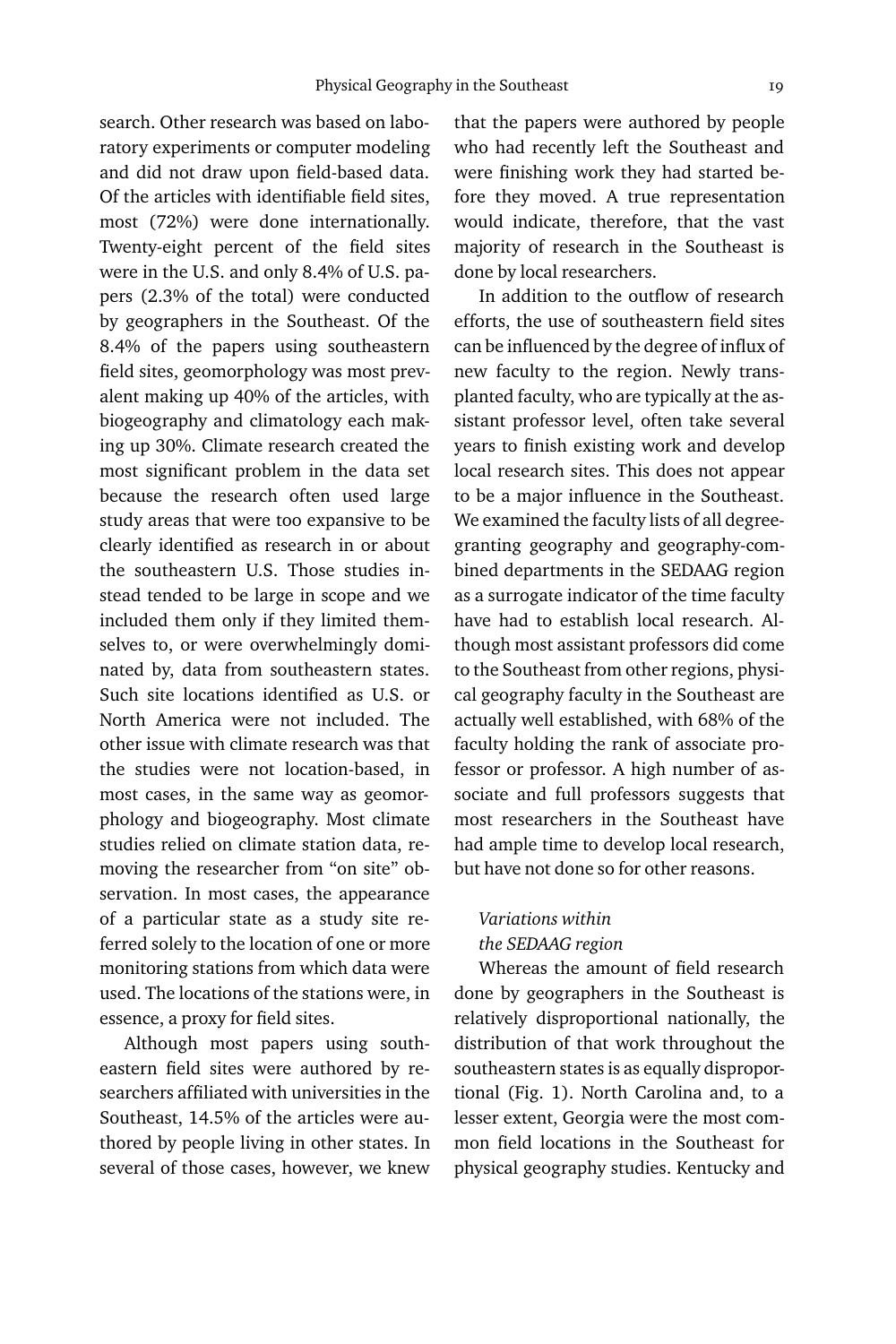search. Other research was based on laboratory experiments or computer modeling and did not draw upon field-based data. Of the articles with identifiable field sites, most (72%) were done internationally. Twenty-eight percent of the field sites were in the U.S. and only 8.4% of U.S. papers (2.3% of the total) were conducted by geographers in the Southeast. Of the 8.4% of the papers using southeastern field sites, geomorphology was most prevalent making up 40% of the articles, with biogeography and climatology each making up 30%. Climate research created the most significant problem in the data set because the research often used large study areas that were too expansive to be clearly identified as research in or about the southeastern U.S. Those studies instead tended to be large in scope and we included them only if they limited themselves to, or were overwhelmingly dominated by, data from southeastern states. Such site locations identified as U.S. or North America were not included. The other issue with climate research was that the studies were not location-based, in most cases, in the same way as geomorphology and biogeography. Most climate studies relied on climate station data, removing the researcher from "on site" observation. In most cases, the appearance of a particular state as a study site referred solely to the location of one or more monitoring stations from which data were used. The locations of the stations were, in essence, a proxy for field sites.

Although most papers using southeastern field sites were authored by researchers affiliated with universities in the Southeast, 14.5% of the articles were authored by people living in other states. In several of those cases, however, we knew that the papers were authored by people who had recently left the Southeast and were finishing work they had started before they moved. A true representation would indicate, therefore, that the vast majority of research in the Southeast is done by local researchers.

In addition to the outflow of research efforts, the use of southeastern field sites can be influenced by the degree of influx of new faculty to the region. Newly transplanted faculty, who are typically at the assistant professor level, often take several years to finish existing work and develop local research sites. This does not appear to be a major influence in the Southeast. We examined the faculty lists of all degree-granting geography and geography-combined departments in the SEDAAG region as a surrogate indicator of the time faculty have had to establish local research. Although most assistant professors did come to the Southeast from other regions, physical geography faculty in the Southeast are actually well established, with 68% of the faculty holding the rank of associate professor or professor. A high number of associate and full professors suggests that most researchers in the Southeast have had ample time to develop local research, but have not done so for other reasons.

### *Variations within the SEDAAG region*

Whereas the amount of field research done by geographers in the Southeast is relatively disproportional nationally, the distribution of that work throughout the southeastern states is as equally disproportional (Fig. 1). North Carolina and, to a lesser extent, Georgia were the most common field locations in the Southeast for physical geography studies. Kentucky and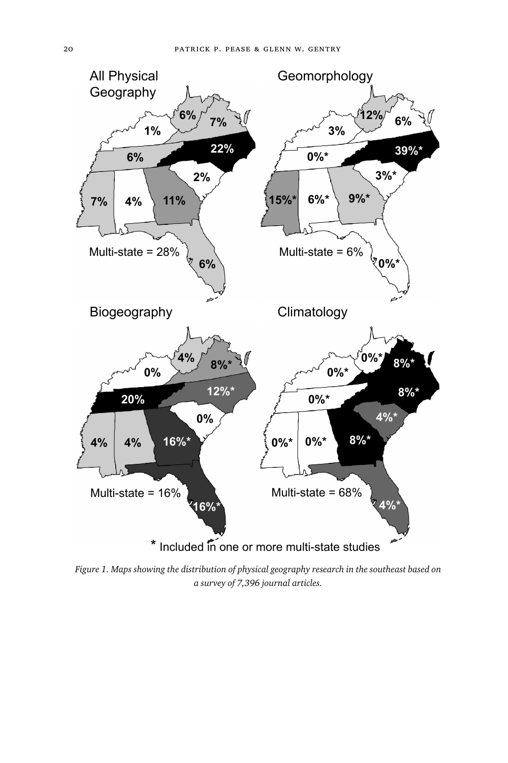*Figure 1. Maps showing the distribution of physical geography research in the southeast based on a survey of 7,396 journal articles.*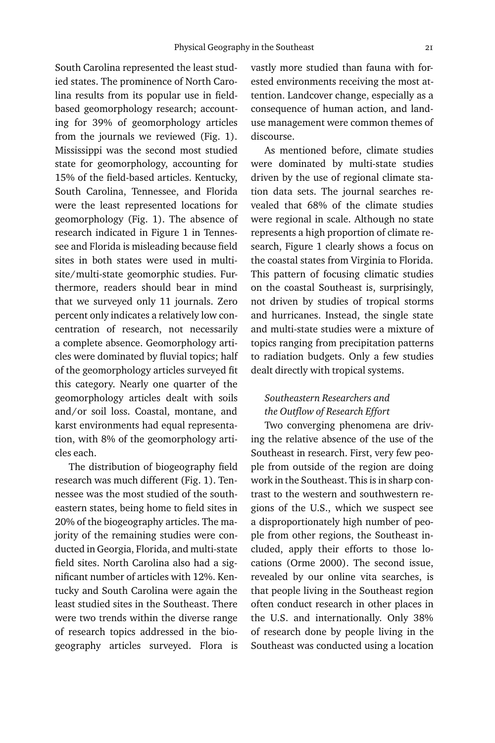South Carolina represented the least studied states. The prominence of North Carolina results from its popular use in field-based geomorphology research; accounting for 39% of geomorphology articles from the journals we reviewed (Fig. 1). Mississippi was the second most studied state for geomorphology, accounting for 15% of the field-based articles. Kentucky, South Carolina, Tennessee, and Florida were the least represented locations for geomorphology (Fig. 1). The absence of research indicated in Figure 1 in Tennessee and Florida is misleading because field sites in both states were used in multi-site/multi-state geomorphic studies. Furthermore, readers should bear in mind that we surveyed only 11 journals. Zero percent only indicates a relatively low concentration of research, not necessarily a complete absence. Geomorphology articles were dominated by fluvial topics; half of the geomorphology articles surveyed fit this category. Nearly one quarter of the geomorphology articles dealt with soils and/or soil loss. Coastal, montane, and karst environments had equal representation, with 8% of the geomorphology articles each.

The distribution of biogeography field research was much different (Fig. 1). Tennessee was the most studied of the southeastern states, being home to field sites in 20% of the biogeography articles. The majority of the remaining studies were conducted in Georgia, Florida, and multi-state field sites. North Carolina also had a significant number of articles with 12%. Kentucky and South Carolina were again the least studied sites in the Southeast. There were two trends within the diverse range of research topics addressed in the biogeography articles surveyed. Flora is vastly more studied than fauna with forested environments receiving the most attention. Landcover change, especially as a consequence of human action, and land-use management were common themes of discourse.

As mentioned before, climate studies were dominated by multi-state studies driven by the use of regional climate station data sets. The journal searches revealed that 68% of the climate studies were regional in scale. Although no state represents a high proportion of climate research, Figure 1 clearly shows a focus on the coastal states from Virginia to Florida. This pattern of focusing climatic studies on the coastal Southeast is, surprisingly, not driven by studies of tropical storms and hurricanes. Instead, the single state and multi-state studies were a mixture of topics ranging from precipitation patterns to radiation budgets. Only a few studies dealt directly with tropical systems.

### *Southeastern Researchers and the Outflow of Research Effort*

Two converging phenomena are driving the relative absence of the use of the Southeast in research. First, very few people from outside of the region are doing work in the Southeast. This is in sharp contrast to the western and southwestern regions of the U.S., which we suspect see a disproportionately high number of people from other regions, the Southeast included, apply their efforts to those locations (Orme 2000). The second issue, revealed by our online vita searches, is that people living in the Southeast region often conduct research in other places in the U.S. and internationally. Only 38% of research done by people living in the Southeast was conducted using a location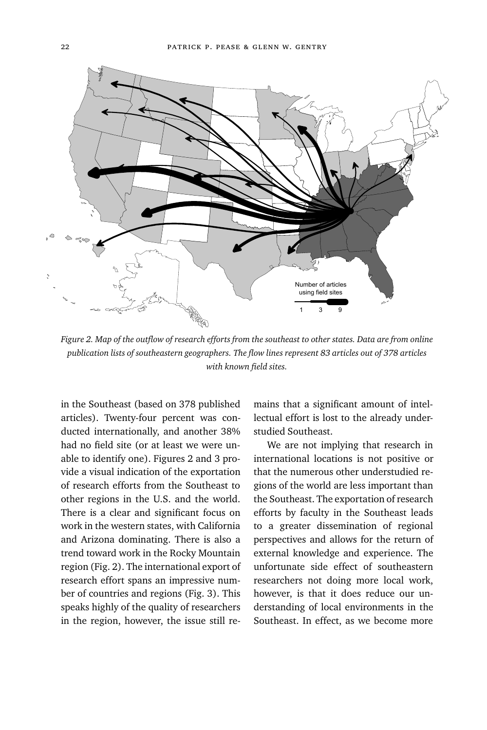*Figure 2. Map of the outflow of research efforts from the southeast to other states. Data are from online publication lists of southeastern geographers. The flow lines represent 83 articles out of 378 articles with known field sites.*

in the Southeast (based on 378 published articles). Twenty-four percent was conducted internationally, and another 38% had no field site (or at least we were unable to identify one). Figures 2 and 3 provide a visual indication of the exportation of research efforts from the Southeast to other regions in the U.S. and the world. There is a clear and significant focus on work in the western states, with California and Arizona dominating. There is also a trend toward work in the Rocky Mountain region (Fig. 2). The international export of research effort spans an impressive number of countries and regions (Fig. 3). This speaks highly of the quality of researchers in the region, however, the issue still remains that a significant amount of intellectual effort is lost to the already understudied Southeast.

We are not implying that research in international locations is not positive or that the numerous other understudied regions of the world are less important than the Southeast. The exportation of research efforts by faculty in the Southeast leads to a greater dissemination of regional perspectives and allows for the return of external knowledge and experience. The unfortunate side effect of southeastern researchers not doing more local work, however, is that it does reduce our understanding of local environments in the Southeast. In effect, as we become more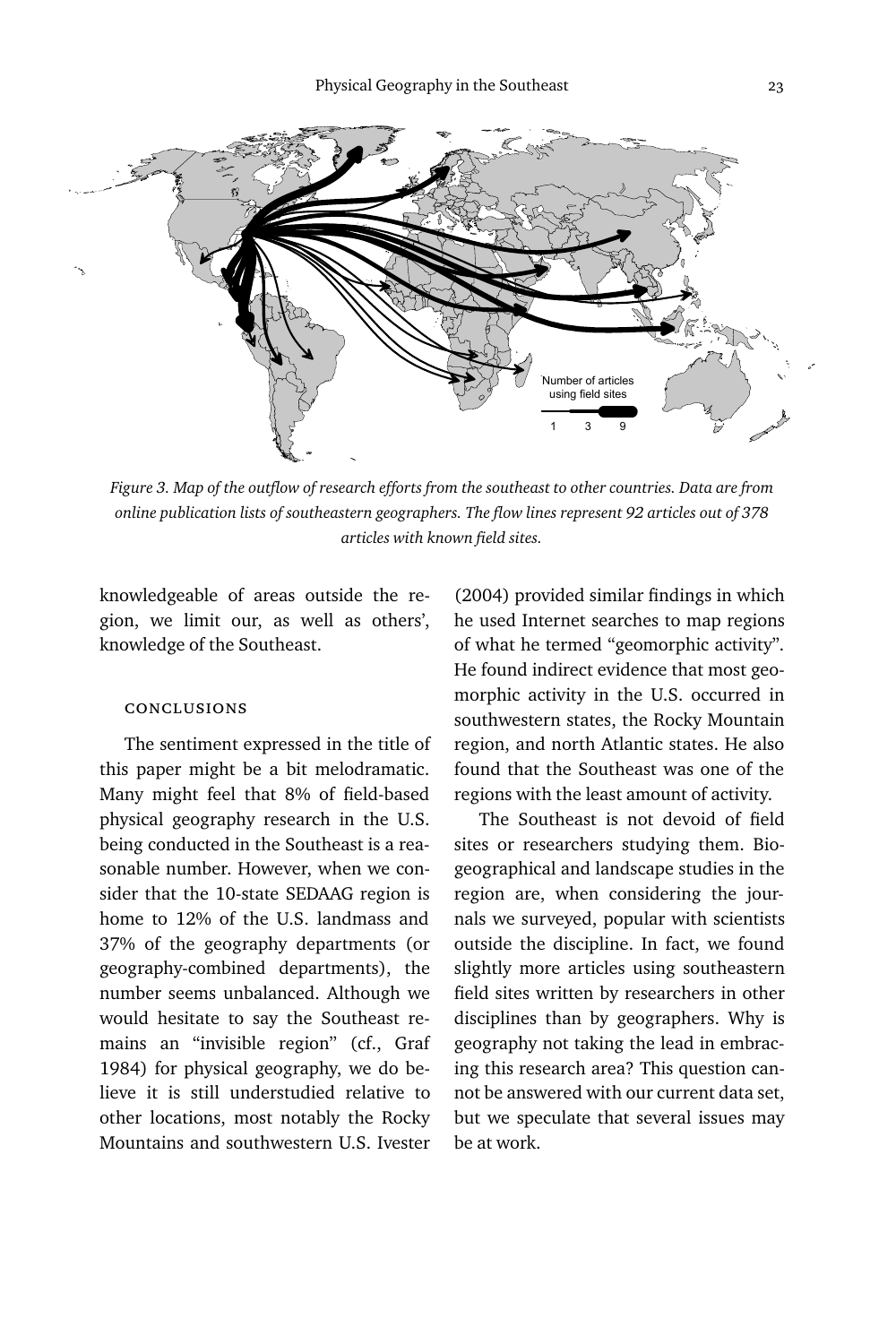*Figure 3. Map of the outflow of research efforts from the southeast to other countries. Data are from online publication lists of southeastern geographers. The flow lines represent 92 articles out of 378 articles with known field sites.*

knowledgeable of areas outside the region, we limit our, as well as others', knowledge of the Southeast.

## CONCLUSIONS

The sentiment expressed in the title of this paper might be a bit melodramatic. Many might feel that 8% of field-based physical geography research in the U.S. being conducted in the Southeast is a reasonable number. However, when we consider that the 10-state SEDAAG region is home to 12% of the U.S. landmass and 37% of the geography departments (or geography-combined departments), the number seems unbalanced. Although we would hesitate to say the Southeast remains an "invisible region" (cf., Graf 1984) for physical geography, we do believe it is still understudied relative to other locations, most notably the Rocky Mountains and southwestern U.S. Ivester (2004) provided similar findings in which he used Internet searches to map regions of what he termed "geomorphic activity". He found indirect evidence that most geomorphic activity in the U.S. occurred in southwestern states, the Rocky Mountain region, and north Atlantic states. He also found that the Southeast was one of the regions with the least amount of activity.

The Southeast is not devoid of field sites or researchers studying them. Biogeographical and landscape studies in the region are, when considering the journals we surveyed, popular with scientists outside the discipline. In fact, we found slightly more articles using southeastern field sites written by researchers in other disciplines than by geographers. Why is geography not taking the lead in embracing this research area? This question cannot be answered with our current data set, but we speculate that several issues may be at work.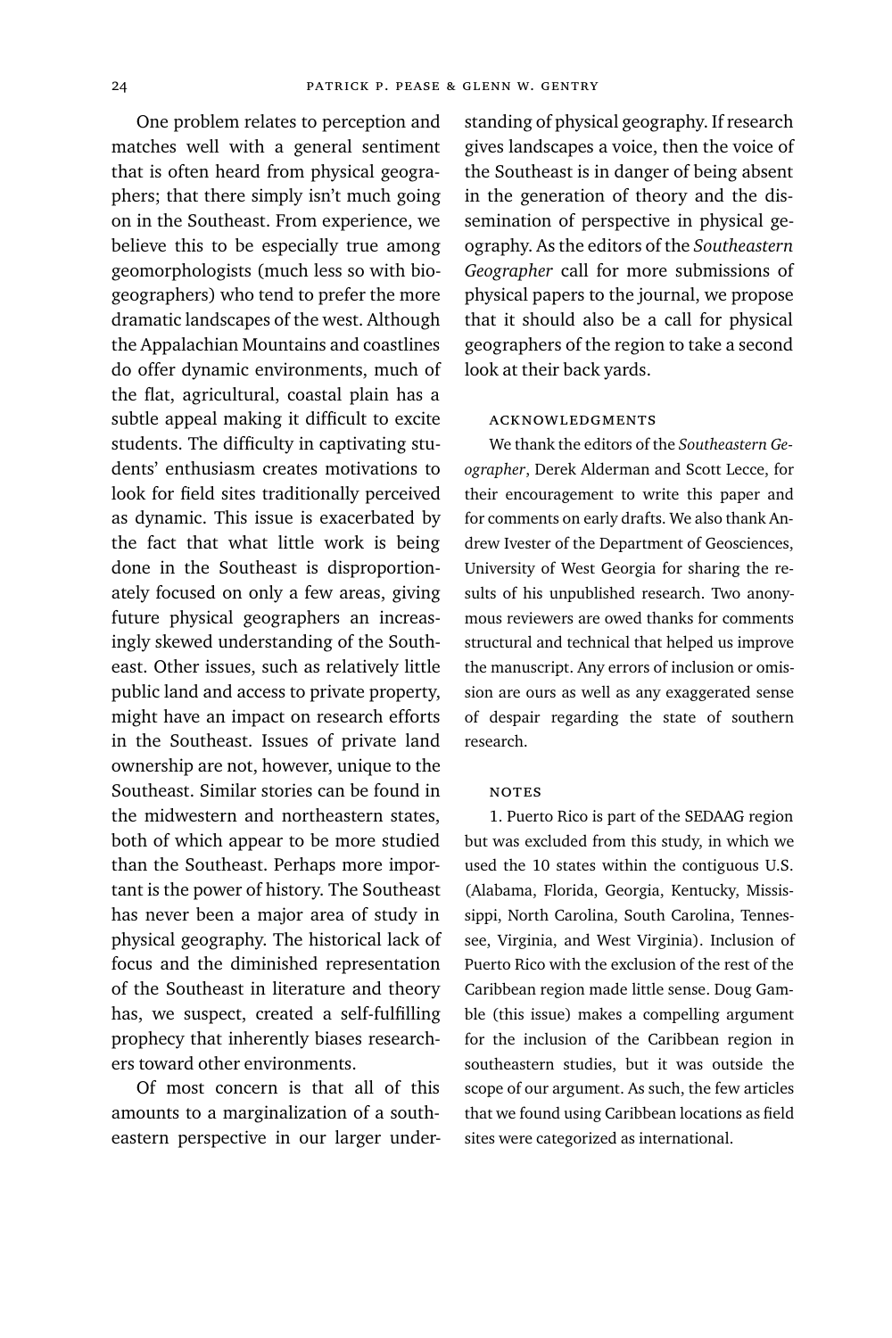One problem relates to perception and matches well with a general sentiment that is often heard from physical geographers; that there simply isn't much going on in the Southeast. From experience, we believe this to be especially true among geomorphologists (much less so with biogeographers) who tend to prefer the more dramatic landscapes of the west. Although the Appalachian Mountains and coastlines do offer dynamic environments, much of the flat, agricultural, coastal plain has a subtle appeal making it difficult to excite students. The difficulty in captivating students' enthusiasm creates motivations to look for field sites traditionally perceived as dynamic. This issue is exacerbated by the fact that what little work is being done in the Southeast is disproportionately focused on only a few areas, giving future physical geographers an increasingly skewed understanding of the Southeast. Other issues, such as relatively little public land and access to private property, might have an impact on research efforts in the Southeast. Issues of private land ownership are not, however, unique to the Southeast. Similar stories can be found in the midwestern and northeastern states, both of which appear to be more studied than the Southeast. Perhaps more important is the power of history. The Southeast has never been a major area of study in physical geography. The historical lack of focus and the diminished representation of the Southeast in literature and theory has, we suspect, created a self-fulfilling prophecy that inherently biases researchers toward other environments.

Of most concern is that all of this amounts to a marginalization of a southeastern perspective in our larger understanding of physical geography. If research gives landscapes a voice, then the voice of the Southeast is in danger of being absent in the generation of theory and the dissemination of perspective in physical geography. As the editors of the *Southeastern Geographer* call for more submissions of physical papers to the journal, we propose that it should also be a call for physical geographers of the region to take a second look at their back yards.

## ACKNOWLEDGMENTS

We thank the editors of the *Southeastern Geographer*, Derek Alderman and Scott Lecce, for their encouragement to write this paper and for comments on early drafts. We also thank Andrew Ivester of the Department of Geosciences, University of West Georgia for sharing the results of his unpublished research. Two anonymous reviewers are owed thanks for comments structural and technical that helped us improve the manuscript. Any errors of inclusion or omission are ours as well as any exaggerated sense of despair regarding the state of southern research.

## NOTES

1. Puerto Rico is part of the SEDAAG region but was excluded from this study, in which we used the 10 states within the contiguous U.S. (Alabama, Florida, Georgia, Kentucky, Mississippi, North Carolina, South Carolina, Tennessee, Virginia, and West Virginia). Inclusion of Puerto Rico with the exclusion of the rest of the Caribbean region made little sense. Doug Gamble (this issue) makes a compelling argument for the inclusion of the Caribbean region in southeastern studies, but it was outside the scope of our argument. As such, the few articles that we found using Caribbean locations as field sites were categorized as international.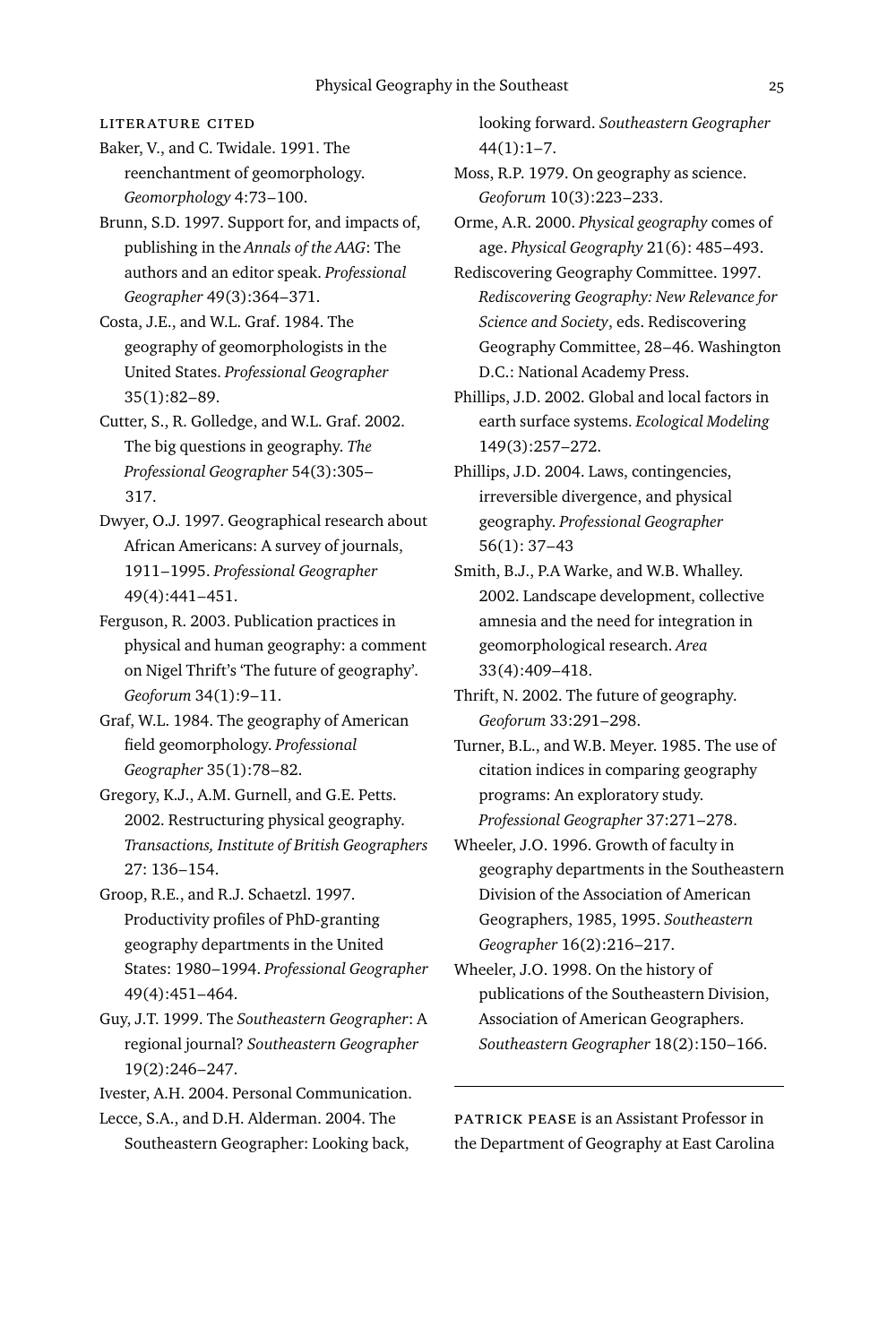## LITERATURE CITED

Baker, V., and C. Twidale. 1991. The reenchantment of geomorphology. *Geomorphology* 4:73–100.

Brunn, S.D. 1997. Support for, and impacts of, publishing in the *Annals of the AAG*: The authors and an editor speak. *Professional Geographer* 49(3):364–371.

Costa, J.E., and W.L. Graf. 1984. The geography of geomorphologists in the United States. *Professional Geographer* 35(1):82–89.

Cutter, S., R. Golledge, and W.L. Graf. 2002. The big questions in geography. *The Professional Geographer* 54(3):305–317.

Dwyer, O.J. 1997. Geographical research about African Americans: A survey of journals, 1911–1995. *Professional Geographer* 49(4):441–451.

Ferguson, R. 2003. Publication practices in physical and human geography: a comment on Nigel Thrift's 'The future of geography'. *Geoforum* 34(1):9–11.

Graf, W.L. 1984. The geography of American field geomorphology. *Professional Geographer* 35(1):78–82.

Gregory, K.J., A.M. Gurnell, and G.E. Petts. 2002. Restructuring physical geography. *Transactions, Institute of British Geographers* 27: 136–154.

Groop, R.E., and R.J. Schaetzl. 1997. Productivity profiles of PhD-granting geography departments in the United States: 1980–1994. *Professional Geographer* 49(4):451–464.

Guy, J.T. 1999. The *Southeastern Geographer*: A regional journal? *Southeastern Geographer* 19(2):246–247.

Ivester, A.H. 2004. Personal Communication.

Lecce, S.A., and D.H. Alderman. 2004. The Southeastern Geographer: Looking back, looking forward. *Southeastern Geographer* 44(1):1–7.

Moss, R.P. 1979. On geography as science. *Geoforum* 10(3):223–233.

Orme, A.R. 2000. *Physical geography* comes of age. *Physical Geography* 21(6): 485–493.

Rediscovering Geography Committee. 1997. *Rediscovering Geography: New Relevance for Science and Society*, eds. Rediscovering Geography Committee, 28–46. Washington D.C.: National Academy Press.

Phillips, J.D. 2002. Global and local factors in earth surface systems. *Ecological Modeling* 149(3):257–272.

Phillips, J.D. 2004. Laws, contingencies, irreversible divergence, and physical geography. *Professional Geographer* 56(1): 37–43

Smith, B.J., P.A Warke, and W.B. Whalley. 2002. Landscape development, collective amnesia and the need for integration in geomorphological research. *Area* 33(4):409–418.

Thrift, N. 2002. The future of geography. *Geoforum* 33:291–298.

Turner, B.L., and W.B. Meyer. 1985. The use of citation indices in comparing geography programs: An exploratory study. *Professional Geographer* 37:271–278.

Wheeler, J.O. 1996. Growth of faculty in geography departments in the Southeastern Division of the Association of American Geographers, 1985, 1995. *Southeastern Geographer* 16(2):216–217.

Wheeler, J.O. 1998. On the history of publications of the Southeastern Division, Association of American Geographers. *Southeastern Geographer* 18(2):150–166.

---

PATRICK PEASE is an Assistant Professor in the Department of Geography at East Carolina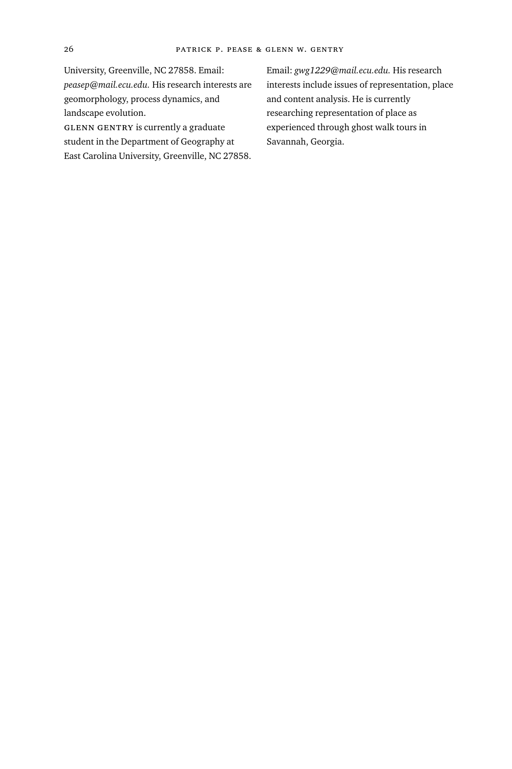University, Greenville, NC 27858. Email: *peasep@mail.ecu.edu.* His research interests are geomorphology, process dynamics, and landscape evolution.

GLENN GENTRY is currently a graduate student in the Department of Geography at East Carolina University, Greenville, NC 27858. Email: *gwg1229@mail.ecu.edu.* His research interests include issues of representation, place and content analysis. He is currently researching representation of place as experienced through ghost walk tours in Savannah, Georgia.